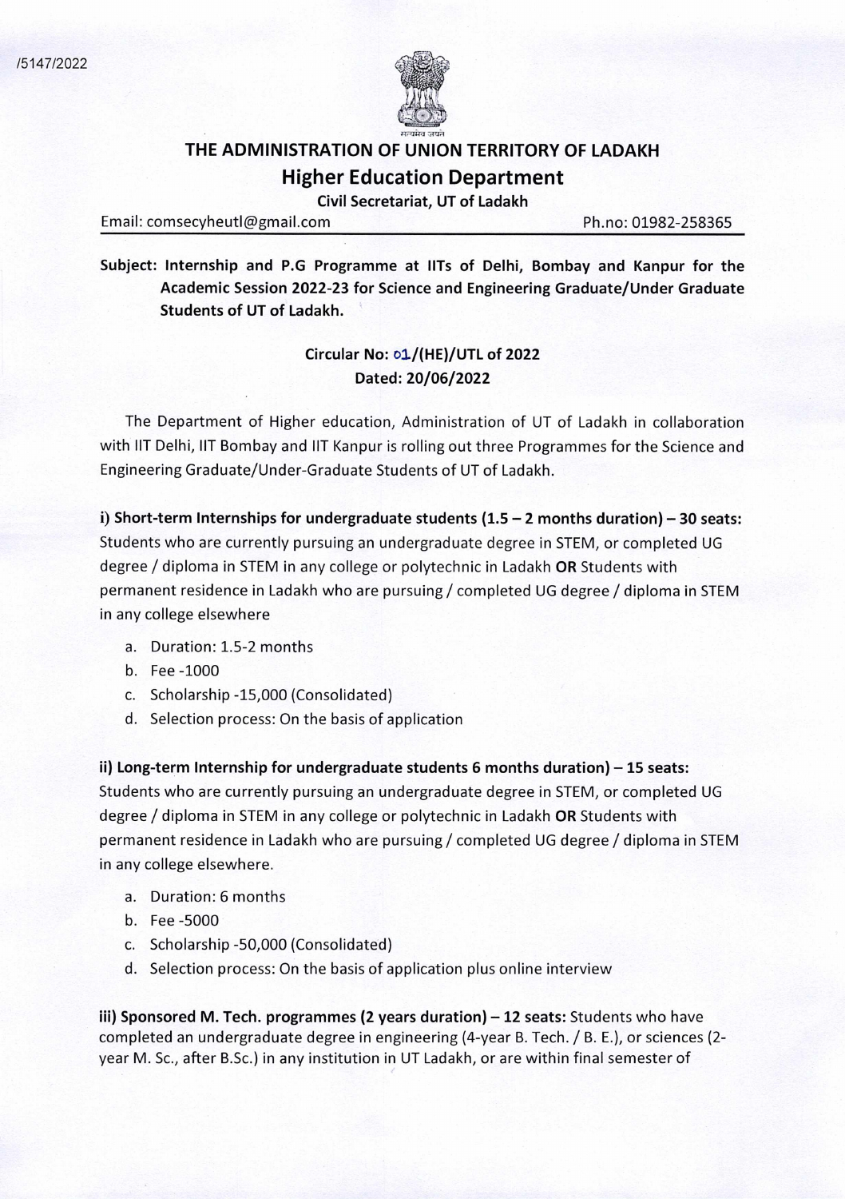# THE ADMINISTRATION OF UNION TERRITORY OF LADAKH

## Higher Education Department

**Civil Secretariat, UT of Ladakh**

Email: comsecyheutl@gmail.com Ph.no: 01982-258365

**Subject: Internship and P.G Programme at IITs of Delhi, Bombay and Kanpur for the Academic Session 2022-23 for Science and Engineering Graduate/Under Graduate Students of UT of Ladakh.**

**Circular No: 01/(HE)/UTL of 2022**
**Dated: 20/06/2022**

The Department of Higher education, Administration of UT of Ladakh in collaboration with IIT Delhi, IIT Bombay and IIT Kanpur is rolling out three Programmes for the Science and Engineering Graduate/Under-Graduate Students of UT of Ladakh.

**i) Short-term Internships for undergraduate students (1.5 – 2 months duration) – 30 seats:** Students who are currently pursuing an undergraduate degree in STEM, or completed UG degree / diploma in STEM in any college or polytechnic in Ladakh **OR** Students with permanent residence in Ladakh who are pursuing / completed UG degree / diploma in STEM in any college elsewhere

a. Duration: 1.5-2 months
b. Fee -1000
c. Scholarship -15,000 (Consolidated)
d. Selection process: On the basis of application

**ii) Long-term Internship for undergraduate students 6 months duration) – 15 seats:** Students who are currently pursuing an undergraduate degree in STEM, or completed UG degree / diploma in STEM in any college or polytechnic in Ladakh **OR** Students with permanent residence in Ladakh who are pursuing / completed UG degree / diploma in STEM in any college elsewhere.

a. Duration: 6 months
b. Fee -5000
c. Scholarship -50,000 (Consolidated)
d. Selection process: On the basis of application plus online interview

**iii) Sponsored M. Tech. programmes (2 years duration) – 12 seats:** Students who have completed an undergraduate degree in engineering (4-year B. Tech. / B. E.), or sciences (2-year M. Sc., after B.Sc.) in any institution in UT Ladakh, or are within final semester of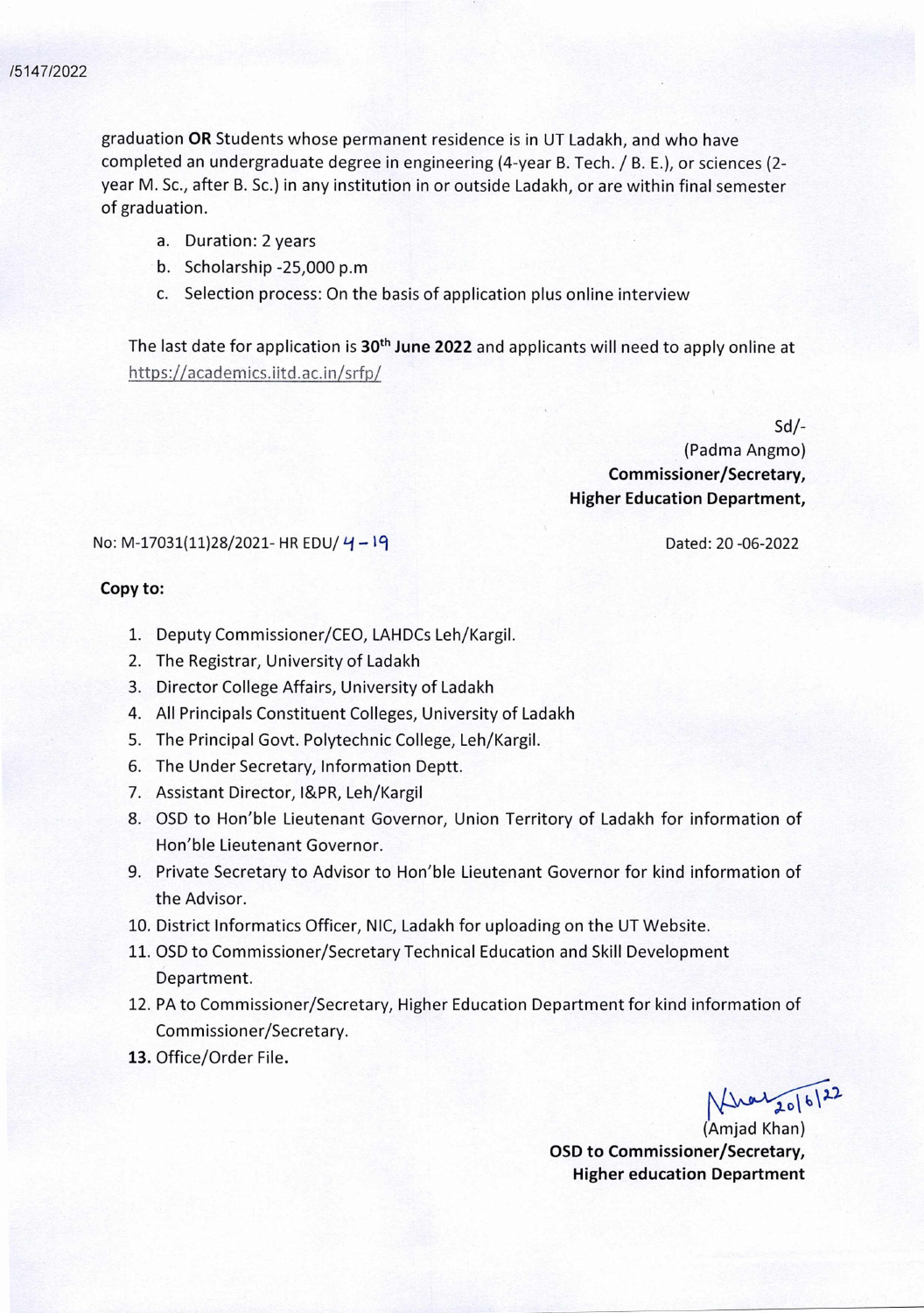/5147/2022

graduation **OR** Students whose permanent residence is in UT Ladakh, and who have completed an undergraduate degree in engineering (4-year B. Tech. / B. E.), or sciences (2-year M. Sc., after B. Sc.) in any institution in or outside Ladakh, or are within final semester of graduation.

a. Duration: 2 years
b. Scholarship -25,000 p.m
c. Selection process: On the basis of application plus online interview

The last date for application is **30th June 2022** and applicants will need to apply online at https://academics.iitd.ac.in/srfp/

Sd/-
(Padma Angmo)
**Commissioner/Secretary,**
**Higher Education Department,**

No: M-17031(11)28/2021- HR EDU/ 4 – 19

Dated: 20 -06-2022

**Copy to:**

1. Deputy Commissioner/CEO, LAHDCs Leh/Kargil.
2. The Registrar, University of Ladakh
3. Director College Affairs, University of Ladakh
4. All Principals Constituent Colleges, University of Ladakh
5. The Principal Govt. Polytechnic College, Leh/Kargil.
6. The Under Secretary, Information Deptt.
7. Assistant Director, I&PR, Leh/Kargil
8. OSD to Hon'ble Lieutenant Governor, Union Territory of Ladakh for information of Hon'ble Lieutenant Governor.
9. Private Secretary to Advisor to Hon'ble Lieutenant Governor for kind information of the Advisor.
10. District Informatics Officer, NIC, Ladakh for uploading on the UT Website.
11. OSD to Commissioner/Secretary Technical Education and Skill Development Department.
12. PA to Commissioner/Secretary, Higher Education Department for kind information of Commissioner/Secretary.
13. Office/Order File.

20/6/22
(Amjad Khan)
**OSD to Commissioner/Secretary,**
**Higher education Department**